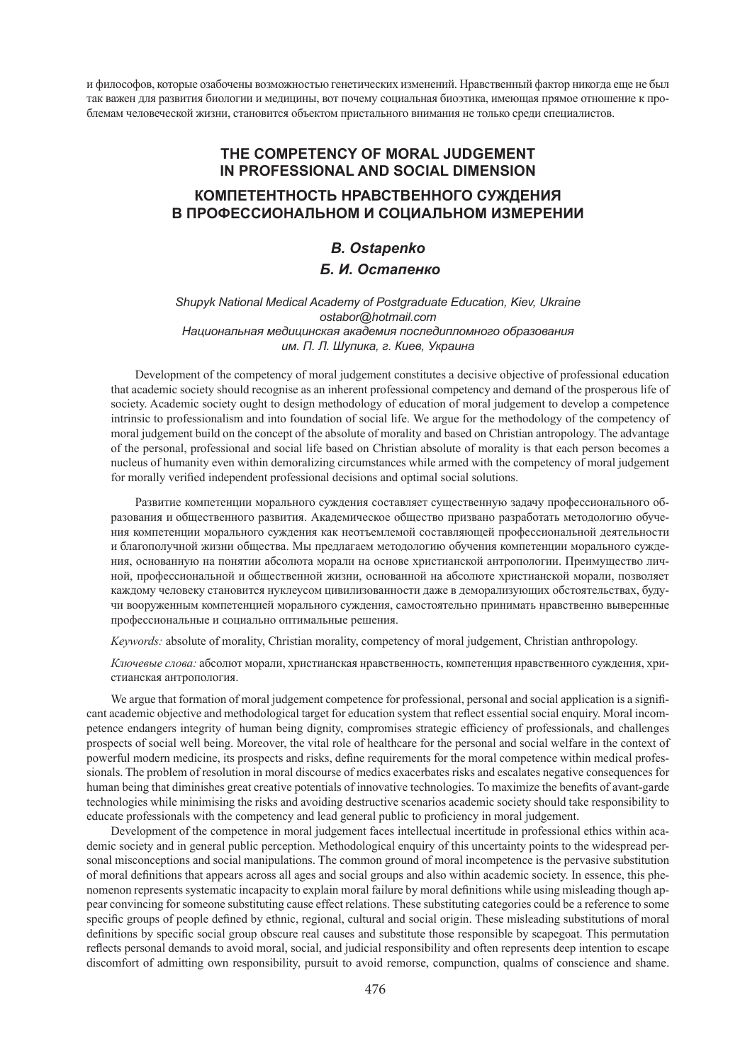и философов, которые озабочены возможностью генетических изменений. Нравственный фактор никогда еще не был так важен для развития биологии и медицины, вот почему социальная биоэтика, имеющая прямое отношение к проблемам человеческой жизни, становится объектом пристального внимания не только среди специалистов.

# THE COMPETENCY OF MORAL JUDGEMENT IN PROFESSIONAL AND SOCIAL DIMENSION

# КОМПЕТЕНТНОСТЬ НРАВСТВЕННОГО СУЖДЕНИЯ В ПРОФЕССИОНАЛЬНОМ И СОЦИАЛЬНОМ ИЗМЕРЕНИИ

***B. Ostapenko***

***Б. И. Остапенко***

*Shupyk National Medical Academy of Postgraduate Education, Kiev, Ukraine*
*ostabor@hotmail.com*
*Национальная медицинская академия последипломного образования им. П. Л. Шупика, г. Киев, Украина*

Development of the competency of moral judgement constitutes a decisive objective of professional education that academic society should recognise as an inherent professional competency and demand of the prosperous life of society. Academic society ought to design methodology of education of moral judgement to develop a competence intrinsic to professionalism and into foundation of social life. We argue for the methodology of the competency of moral judgement build on the concept of the absolute of morality and based on Christian antropology. The advantage of the personal, professional and social life based on Christian absolute of morality is that each person becomes a nucleus of humanity even within demoralizing circumstances while armed with the competency of moral judgement for morally verified independent professional decisions and optimal social solutions.

Развитие компетенции морального суждения составляет существенную задачу профессионального образования и общественного развития. Академическое общество призвано разработать методологию обучения компетенции морального суждения как неотъемлемой составляющей профессиональной деятельности и благополучной жизни общества. Мы предлагаем методологию обучения компетенции морального суждения, основанную на понятии абсолюта морали на основе христианской антропологии. Преимущество личной, профессиональной и общественной жизни, основанной на абсолюте христианской морали, позволяет каждому человеку становится нуклеусом цивилизованности даже в деморализующих обстоятельствах, будучи вооруженным компетенцией морального суждения, самостоятельно принимать нравственно выверенные профессиональные и социально оптимальные решения.

*Keywords:* absolute of morality, Christian morality, competency of moral judgement, Christian anthropology.

*Ключевые слова:* абсолют морали, христианская нравственность, компетенция нравственного суждения, христианская антропология.

We argue that formation of moral judgement competence for professional, personal and social application is a significant academic objective and methodological target for education system that reflect essential social enquiry. Moral incompetence endangers integrity of human being dignity, compromises strategic efficiency of professionals, and challenges prospects of social well being. Moreover, the vital role of healthcare for the personal and social welfare in the context of powerful modern medicine, its prospects and risks, define requirements for the moral competence within medical professionals. The problem of resolution in moral discourse of medics exacerbates risks and escalates negative consequences for human being that diminishes great creative potentials of innovative technologies. To maximize the benefits of avant-garde technologies while minimising the risks and avoiding destructive scenarios academic society should take responsibility to educate professionals with the competency and lead general public to proficiency in moral judgement.

Development of the competence in moral judgement faces intellectual incertitude in professional ethics within academic society and in general public perception. Methodological enquiry of this uncertainty points to the widespread personal misconceptions and social manipulations. The common ground of moral incompetence is the pervasive substitution of moral definitions that appears across all ages and social groups and also within academic society. In essence, this phenomenon represents systematic incapacity to explain moral failure by moral definitions while using misleading though appear convincing for someone substituting cause effect relations. These substituting categories could be a reference to some specific groups of people defined by ethnic, regional, cultural and social origin. These misleading substitutions of moral definitions by specific social group obscure real causes and substitute those responsible by scapegoat. This permutation reflects personal demands to avoid moral, social, and judicial responsibility and often represents deep intention to escape discomfort of admitting own responsibility, pursuit to avoid remorse, compunction, qualms of conscience and shame.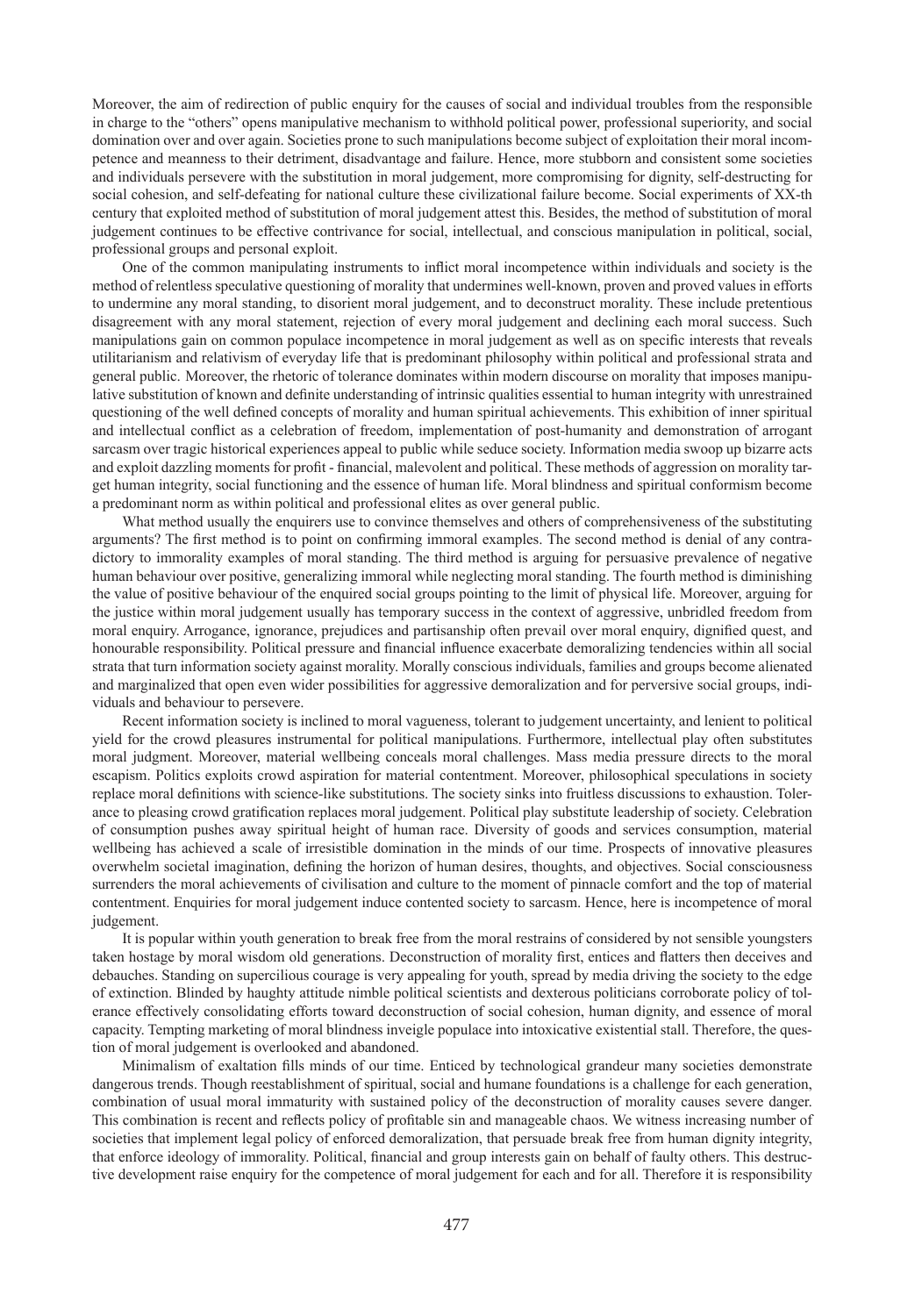Moreover, the aim of redirection of public enquiry for the causes of social and individual troubles from the responsible in charge to the "others" opens manipulative mechanism to withhold political power, professional superiority, and social domination over and over again. Societies prone to such manipulations become subject of exploitation their moral incompetence and meanness to their detriment, disadvantage and failure. Hence, more stubborn and consistent some societies and individuals persevere with the substitution in moral judgement, more compromising for dignity, self-destructing for social cohesion, and self-defeating for national culture these civilizational failure become. Social experiments of XX-th century that exploited method of substitution of moral judgement attest this. Besides, the method of substitution of moral judgement continues to be effective contrivance for social, intellectual, and conscious manipulation in political, social, professional groups and personal exploit.

One of the common manipulating instruments to inflict moral incompetence within individuals and society is the method of relentless speculative questioning of morality that undermines well-known, proven and proved values in efforts to undermine any moral standing, to disorient moral judgement, and to deconstruct morality. These include pretentious disagreement with any moral statement, rejection of every moral judgement and declining each moral success. Such manipulations gain on common populace incompetence in moral judgement as well as on specific interests that reveals utilitarianism and relativism of everyday life that is predominant philosophy within political and professional strata and general public. Moreover, the rhetoric of tolerance dominates within modern discourse on morality that imposes manipulative substitution of known and definite understanding of intrinsic qualities essential to human integrity with unrestrained questioning of the well defined concepts of morality and human spiritual achievements. This exhibition of inner spiritual and intellectual conflict as a celebration of freedom, implementation of post-humanity and demonstration of arrogant sarcasm over tragic historical experiences appeal to public while seduce society. Information media swoop up bizarre acts and exploit dazzling moments for profit - financial, malevolent and political. These methods of aggression on morality target human integrity, social functioning and the essence of human life. Moral blindness and spiritual conformism become a predominant norm as within political and professional elites as over general public.

What method usually the enquirers use to convince themselves and others of comprehensiveness of the substituting arguments? The first method is to point on confirming immoral examples. The second method is denial of any contradictory to immorality examples of moral standing. The third method is arguing for persuasive prevalence of negative human behaviour over positive, generalizing immoral while neglecting moral standing. The fourth method is diminishing the value of positive behaviour of the enquired social groups pointing to the limit of physical life. Moreover, arguing for the justice within moral judgement usually has temporary success in the context of aggressive, unbridled freedom from moral enquiry. Arrogance, ignorance, prejudices and partisanship often prevail over moral enquiry, dignified quest, and honourable responsibility. Political pressure and financial influence exacerbate demoralizing tendencies within all social strata that turn information society against morality. Morally conscious individuals, families and groups become alienated and marginalized that open even wider possibilities for aggressive demoralization and for perversive social groups, individuals and behaviour to persevere.

Recent information society is inclined to moral vagueness, tolerant to judgement uncertainty, and lenient to political yield for the crowd pleasures instrumental for political manipulations. Furthermore, intellectual play often substitutes moral judgment. Moreover, material wellbeing conceals moral challenges. Mass media pressure directs to the moral escapism. Politics exploits crowd aspiration for material contentment. Moreover, philosophical speculations in society replace moral definitions with science-like substitutions. The society sinks into fruitless discussions to exhaustion. Tolerance to pleasing crowd gratification replaces moral judgement. Political play substitute leadership of society. Celebration of consumption pushes away spiritual height of human race. Diversity of goods and services consumption, material wellbeing has achieved a scale of irresistible domination in the minds of our time. Prospects of innovative pleasures overwhelm societal imagination, defining the horizon of human desires, thoughts, and objectives. Social consciousness surrenders the moral achievements of civilisation and culture to the moment of pinnacle comfort and the top of material contentment. Enquiries for moral judgement induce contented society to sarcasm. Hence, here is incompetence of moral judgement.

It is popular within youth generation to break free from the moral restrains of considered by not sensible youngsters taken hostage by moral wisdom old generations. Deconstruction of morality first, entices and flatters then deceives and debauches. Standing on supercilious courage is very appealing for youth, spread by media driving the society to the edge of extinction. Blinded by haughty attitude nimble political scientists and dexterous politicians corroborate policy of tolerance effectively consolidating efforts toward deconstruction of social cohesion, human dignity, and essence of moral capacity. Tempting marketing of moral blindness inveigle populace into intoxicative existential stall. Therefore, the question of moral judgement is overlooked and abandoned.

Minimalism of exaltation fills minds of our time. Enticed by technological grandeur many societies demonstrate dangerous trends. Though reestablishment of spiritual, social and humane foundations is a challenge for each generation, combination of usual moral immaturity with sustained policy of the deconstruction of morality causes severe danger. This combination is recent and reflects policy of profitable sin and manageable chaos. We witness increasing number of societies that implement legal policy of enforced demoralization, that persuade break free from human dignity integrity, that enforce ideology of immorality. Political, financial and group interests gain on behalf of faulty others. This destructive development raise enquiry for the competence of moral judgement for each and for all. Therefore it is responsibility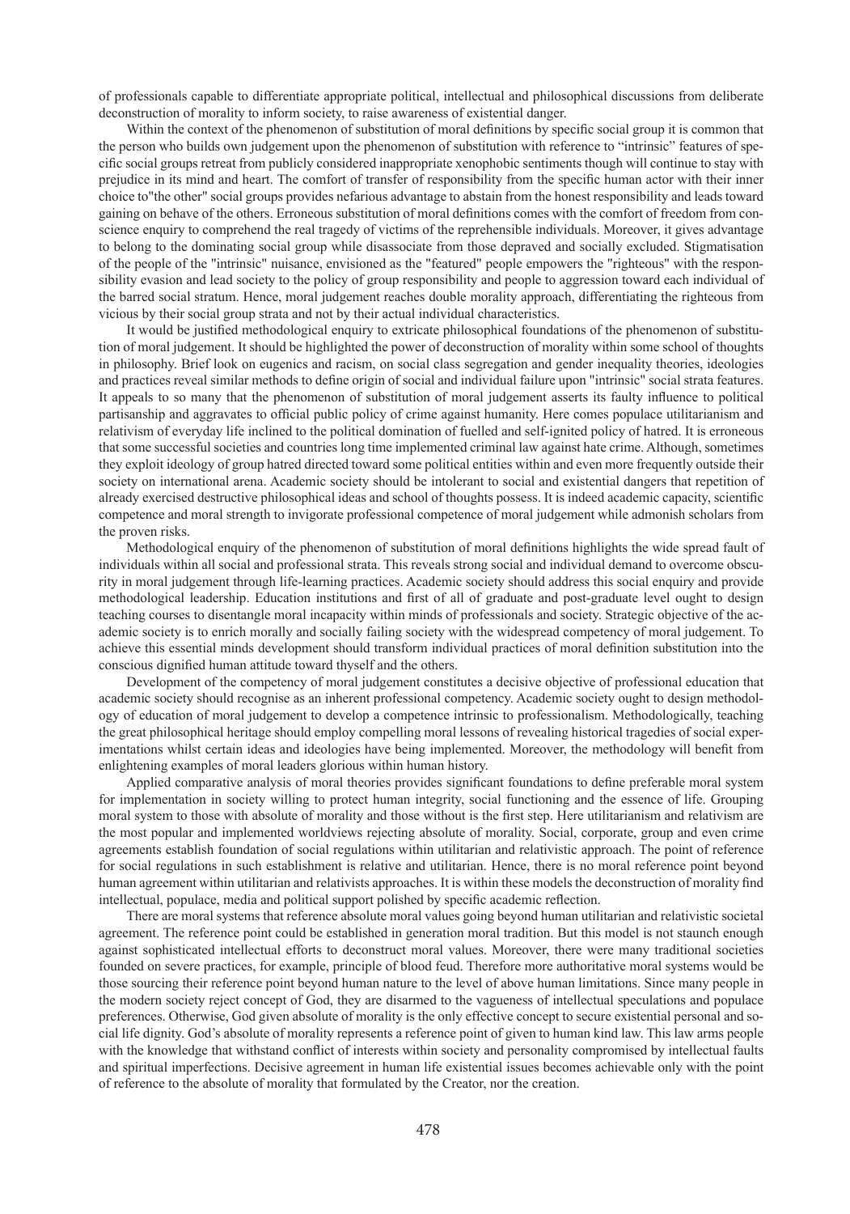of professionals capable to differentiate appropriate political, intellectual and philosophical discussions from deliberate deconstruction of morality to inform society, to raise awareness of existential danger.

Within the context of the phenomenon of substitution of moral definitions by specific social group it is common that the person who builds own judgement upon the phenomenon of substitution with reference to "intrinsic" features of specific social groups retreat from publicly considered inappropriate xenophobic sentiments though will continue to stay with prejudice in its mind and heart. The comfort of transfer of responsibility from the specific human actor with their inner choice to"the other" social groups provides nefarious advantage to abstain from the honest responsibility and leads toward gaining on behave of the others. Erroneous substitution of moral definitions comes with the comfort of freedom from conscience enquiry to comprehend the real tragedy of victims of the reprehensible individuals. Moreover, it gives advantage to belong to the dominating social group while disassociate from those depraved and socially excluded. Stigmatisation of the people of the "intrinsic" nuisance, envisioned as the "featured" people empowers the "righteous" with the responsibility evasion and lead society to the policy of group responsibility and people to aggression toward each individual of the barred social stratum. Hence, moral judgement reaches double morality approach, differentiating the righteous from vicious by their social group strata and not by their actual individual characteristics.

It would be justified methodological enquiry to extricate philosophical foundations of the phenomenon of substitution of moral judgement. It should be highlighted the power of deconstruction of morality within some school of thoughts in philosophy. Brief look on eugenics and racism, on social class segregation and gender inequality theories, ideologies and practices reveal similar methods to define origin of social and individual failure upon "intrinsic" social strata features. It appeals to so many that the phenomenon of substitution of moral judgement asserts its faulty influence to political partisanship and aggravates to official public policy of crime against humanity. Here comes populace utilitarianism and relativism of everyday life inclined to the political domination of fuelled and self-ignited policy of hatred. It is erroneous that some successful societies and countries long time implemented criminal law against hate crime. Although, sometimes they exploit ideology of group hatred directed toward some political entities within and even more frequently outside their society on international arena. Academic society should be intolerant to social and existential dangers that repetition of already exercised destructive philosophical ideas and school of thoughts possess. It is indeed academic capacity, scientific competence and moral strength to invigorate professional competence of moral judgement while admonish scholars from the proven risks.

Methodological enquiry of the phenomenon of substitution of moral definitions highlights the wide spread fault of individuals within all social and professional strata. This reveals strong social and individual demand to overcome obscurity in moral judgement through life-learning practices. Academic society should address this social enquiry and provide methodological leadership. Education institutions and first of all of graduate and post-graduate level ought to design teaching courses to disentangle moral incapacity within minds of professionals and society. Strategic objective of the academic society is to enrich morally and socially failing society with the widespread competency of moral judgement. To achieve this essential minds development should transform individual practices of moral definition substitution into the conscious dignified human attitude toward thyself and the others.

Development of the competency of moral judgement constitutes a decisive objective of professional education that academic society should recognise as an inherent professional competency. Academic society ought to design methodology of education of moral judgement to develop a competence intrinsic to professionalism. Methodologically, teaching the great philosophical heritage should employ compelling moral lessons of revealing historical tragedies of social experimentations whilst certain ideas and ideologies have being implemented. Moreover, the methodology will benefit from enlightening examples of moral leaders glorious within human history.

Applied comparative analysis of moral theories provides significant foundations to define preferable moral system for implementation in society willing to protect human integrity, social functioning and the essence of life. Grouping moral system to those with absolute of morality and those without is the first step. Here utilitarianism and relativism are the most popular and implemented worldviews rejecting absolute of morality. Social, corporate, group and even crime agreements establish foundation of social regulations within utilitarian and relativistic approach. The point of reference for social regulations in such establishment is relative and utilitarian. Hence, there is no moral reference point beyond human agreement within utilitarian and relativists approaches. It is within these models the deconstruction of morality find intellectual, populace, media and political support polished by specific academic reflection.

There are moral systems that reference absolute moral values going beyond human utilitarian and relativistic societal agreement. The reference point could be established in generation moral tradition. But this model is not staunch enough against sophisticated intellectual efforts to deconstruct moral values. Moreover, there were many traditional societies founded on severe practices, for example, principle of blood feud. Therefore more authoritative moral systems would be those sourcing their reference point beyond human nature to the level of above human limitations. Since many people in the modern society reject concept of God, they are disarmed to the vagueness of intellectual speculations and populace preferences. Otherwise, God given absolute of morality is the only effective concept to secure existential personal and social life dignity. God's absolute of morality represents a reference point of given to human kind law. This law arms people with the knowledge that withstand conflict of interests within society and personality compromised by intellectual faults and spiritual imperfections. Decisive agreement in human life existential issues becomes achievable only with the point of reference to the absolute of morality that formulated by the Creator, nor the creation.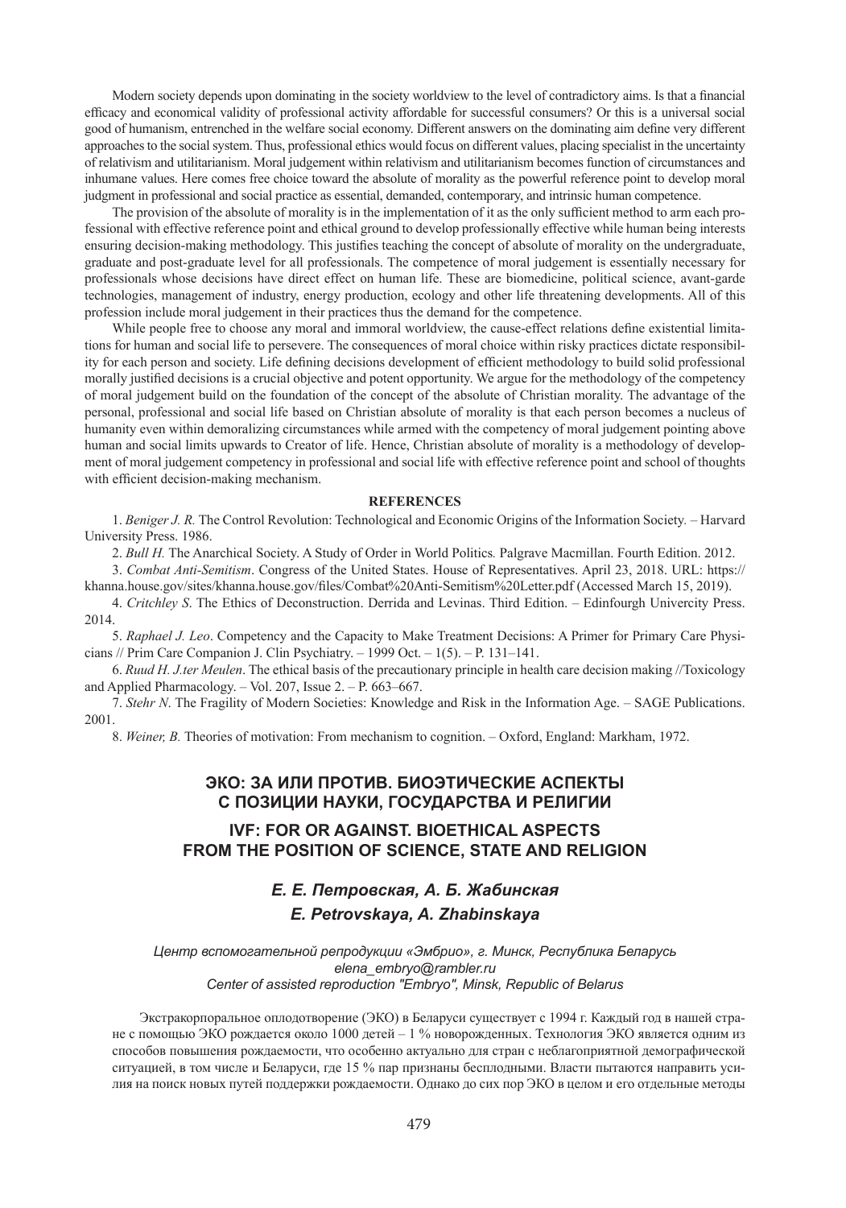Modern society depends upon dominating in the society worldview to the level of contradictory aims. Is that a financial efficacy and economical validity of professional activity affordable for successful consumers? Or this is a universal social good of humanism, entrenched in the welfare social economy. Different answers on the dominating aim define very different approaches to the social system. Thus, professional ethics would focus on different values, placing specialist in the uncertainty of relativism and utilitarianism. Moral judgement within relativism and utilitarianism becomes function of circumstances and inhumane values. Here comes free choice toward the absolute of morality as the powerful reference point to develop moral judgment in professional and social practice as essential, demanded, contemporary, and intrinsic human competence.

The provision of the absolute of morality is in the implementation of it as the only sufficient method to arm each professional with effective reference point and ethical ground to develop professionally effective while human being interests ensuring decision-making methodology. This justifies teaching the concept of absolute of morality on the undergraduate, graduate and post-graduate level for all professionals. The competence of moral judgement is essentially necessary for professionals whose decisions have direct effect on human life. These are biomedicine, political science, avant-garde technologies, management of industry, energy production, ecology and other life threatening developments. All of this profession include moral judgement in their practices thus the demand for the competence.

While people free to choose any moral and immoral worldview, the cause-effect relations define existential limitations for human and social life to persevere. The consequences of moral choice within risky practices dictate responsibility for each person and society. Life defining decisions development of efficient methodology to build solid professional morally justified decisions is a crucial objective and potent opportunity. We argue for the methodology of the competency of moral judgement build on the foundation of the concept of the absolute of Christian morality. The advantage of the personal, professional and social life based on Christian absolute of morality is that each person becomes a nucleus of humanity even within demoralizing circumstances while armed with the competency of moral judgement pointing above human and social limits upwards to Creator of life. Hence, Christian absolute of morality is a methodology of development of moral judgement competency in professional and social life with effective reference point and school of thoughts with efficient decision-making mechanism.

**REFERENCES**

1. *Beniger J. R.* The Control Revolution: Technological and Economic Origins of the Information Society*.* – Harvard University Press. 1986.
2. *Bull H.* The Anarchical Society. A Study of Order in World Politics*.* Palgrave Macmillan. Fourth Edition. 2012.
3. *Combat Anti-Semitism*. Congress of the United States. House of Representatives. April 23, 2018. URL: https://khanna.house.gov/sites/khanna.house.gov/files/Combat%20Anti-Semitism%20Letter.pdf (Accessed March 15, 2019).
4. *Critchley S*. The Ethics of Deconstruction. Derrida and Levinas. Third Edition. – Edinfourgh Univercity Press. 2014.
5. *Raphael J. Leo*. Competency and the Capacity to Make Treatment Decisions: A Primer for Primary Care Physicians // Prim Care Companion J. Clin Psychiatry. – 1999 Oct. – 1(5). – P. 131–141.
6. *Ruud H. J.ter Meulen*. The ethical basis of the precautionary principle in health care decision making //Toxicology and Applied Pharmacology. – Vol. 207, Issue 2. – P. 663–667.
7. *Stehr N*. The Fragility of Modern Societies: Knowledge and Risk in the Information Age. – SAGE Publications. 2001.
8. *Weiner, B.* Theories of motivation: From mechanism to cognition. – Oxford, England: Markham, 1972.

## ЭКО: ЗА ИЛИ ПРОТИВ. БИОЭТИЧЕСКИЕ АСПЕКТЫ С ПОЗИЦИИ НАУКИ, ГОСУДАРСТВА И РЕЛИГИИ

## IVF: FOR OR AGAINST. BIOETHICAL ASPECTS FROM THE POSITION OF SCIENCE, STATE AND RELIGION

***Е. Е. Петровская, А. Б. Жабинская***

***E. Petrovskaya, A. Zhabinskaya***

*Центр вспомогательной репродукции «Эмбрио», г. Минск, Республика Беларусь*
*elena_embryo@rambler.ru*
*Center of assisted reproduction "Embryo", Minsk, Republic of Belarus*

Экстракорпоральное оплодотворение (ЭКО) в Беларуси существует с 1994 г. Каждый год в нашей стране с помощью ЭКО рождается около 1000 детей – 1 % новорожденных. Технология ЭКО является одним из способов повышения рождаемости, что особенно актуально для стран с неблагоприятной демографической ситуацией, в том числе и Беларуси, где 15 % пар признаны бесплодными. Власти пытаются направить усилия на поиск новых путей поддержки рождаемости. Однако до сих пор ЭКО в целом и его отдельные методы